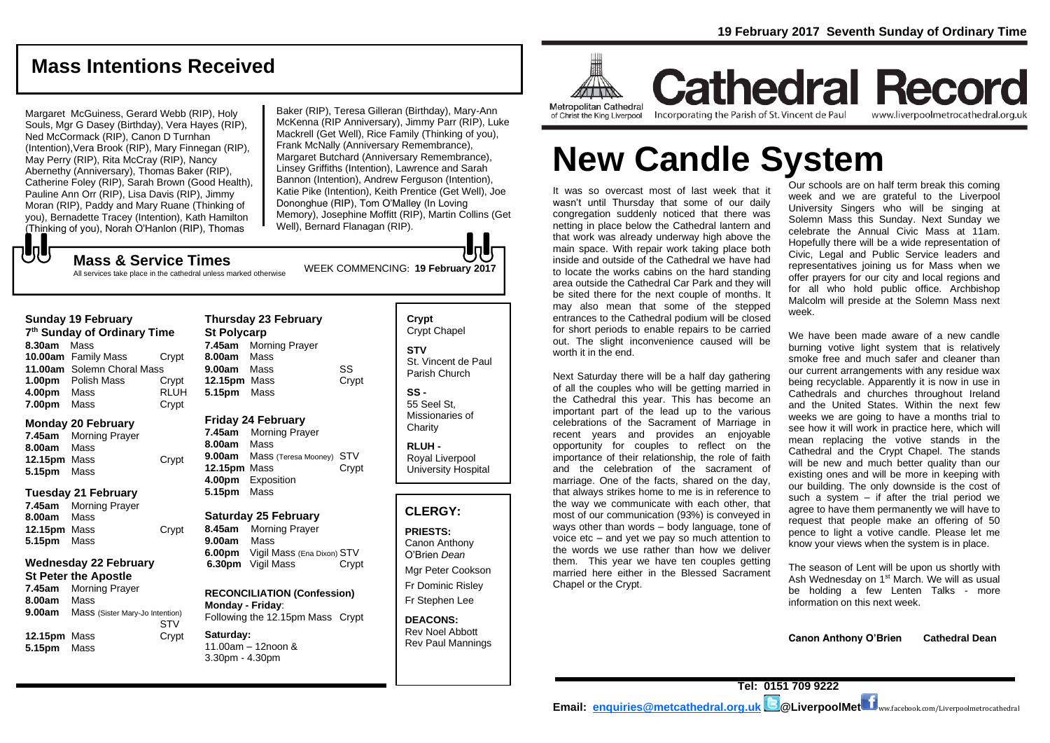# Mass Intentions Received

Margaret McGuiness, Gerard Webb (RIP), Holy Souls, Mgr G Dasey (Birthday), Vera Hayes (RIP), Ned McCormack (RIP), Canon D Turnhan (Intention),Vera Brook (RIP), Mary Finnegan (RIP), May Perry (RIP), Rita McCray (RIP), Nancy Abernethy (Anniversary), Thomas Baker (RIP), Catherine Foley (RIP), Sarah Brown (Good Health), Pauline Ann Orr (RIP), Lisa Davis (RIP), Jimmy Moran (RIP), Paddy and Mary Ruane (Thinking of you), Bernadette Tracey (Intention), Kath Hamilton (Thinking of you), Norah O'Hanlon (RIP), Thomas Baker (RIP), Teresa Gilleran (Birthday), Mary-Ann McKenna (RIP Anniversary), Jimmy Parr (RIP), Luke Mackrell (Get Well), Rice Family (Thinking of you), Frank McNally (Anniversary Remembrance), Margaret Butchard (Anniversary Remembrance), Linsey Griffiths (Intention), Lawrence and Sarah Bannon (Intention), Andrew Ferguson (Intention), Katie Pike (Intention), Keith Prentice (Get Well), Joe Dononghue (RIP), Tom O'Malley (In Loving Memory), Josephine Moffitt (RIP), Martin Collins (Get Well), Bernard Flanagan (RIP).

## Mass & Service Times

All services take place in the cathedral unless marked otherwise

WEEK COMMENCING: **19 February 2017**

### Sunday 19 February
**7th Sunday of Ordinary Time**

| | | |
|---|---|---|
| **8.30am** | Mass | |
| **10.00am** | Family Mass | Crypt |
| **11.00am** | Solemn Choral Mass | |
| **1.00pm** | Polish Mass | Crypt |
| **4.00pm** | Mass | RLUH |
| **7.00pm** | Mass | Crypt |

### Monday 20 February

| | | |
|---|---|---|
| **7.45am** | Morning Prayer | |
| **8.00am** | Mass | |
| **12.15pm** | Mass | Crypt |
| **5.15pm** | Mass | |

### Tuesday 21 February

| | | |
|---|---|---|
| **7.45am** | Morning Prayer | |
| **8.00am** | Mass | |
| **12.15pm** | Mass | Crypt |
| **5.15pm** | Mass | |

### Wednesday 22 February
**St Peter the Apostle**

| | | |
|---|---|---|
| **7.45am** | Morning Prayer | |
| **8.00am** | Mass | |
| **9.00am** | Mass (Sister Mary-Jo Intention) | STV |
| **12.15pm** | Mass | Crypt |
| **5.15pm** | Mass | |

### Thursday 23 February
**St Polycarp**

| | | |
|---|---|---|
| **7.45am** | Morning Prayer | |
| **8.00am** | Mass | |
| **9.00am** | Mass | SS |
| **12.15pm** | Mass | Crypt |
| **5.15pm** | Mass | |

### Friday 24 February

| | | |
|---|---|---|
| **7.45am** | Morning Prayer | |
| **8.00am** | Mass | |
| **9.00am** | Mass (Teresa Mooney) | STV |
| **12.15pm** | Mass | Crypt |
| **4.00pm** | Exposition | |
| **5.15pm** | Mass | |

### Saturday 25 February

| | | |
|---|---|---|
| **8.45am** | Morning Prayer | |
| **9.00am** | Mass | |
| **6.00pm** | Vigil Mass (Ena Dixon) | STV |
| **6.30pm** | Vigil Mass | Crypt |

**RECONCILIATION (Confession)**
**Monday - Friday**:
Following the 12.15pm Mass Crypt

**Saturday:**
11.00am – 12noon &
3.30pm - 4.30pm

**Crypt**
Crypt Chapel

**STV**
St. Vincent de Paul Parish Church

**SS -**
55 Seel St, Missionaries of Charity

**RLUH -**
Royal Liverpool University Hospital

## CLERGY:

**PRIESTS:**
Canon Anthony O'Brien *Dean*
Mgr Peter Cookson
Fr Dominic Risley
Fr Stephen Lee

**DEACONS:**
Rev Noel Abbott
Rev Paul Mannings

**19 February 2017 Seventh Sunday of Ordinary Time**

Metropolitan Cathedral of Christ the King Liverpool

# Cathedral Record

Incorporating the Parish of St. Vincent de Paul — www.liverpoolmetrocathedral.org.uk

# New Candle System

It was so overcast most of last week that it wasn't until Thursday that some of our daily congregation suddenly noticed that there was netting in place below the Cathedral lantern and that work was already underway high above the main space. With repair work taking place both inside and outside of the Cathedral we have had to locate the works cabins on the hard standing area outside the Cathedral Car Park and they will be sited there for the next couple of months. It may also mean that some of the stepped entrances to the Cathedral podium will be closed for short periods to enable repairs to be carried out. The slight inconvenience caused will be worth it in the end.

Next Saturday there will be a half day gathering of all the couples who will be getting married in the Cathedral this year. This has become an important part of the lead up to the various celebrations of the Sacrament of Marriage in recent years and provides an enjoyable opportunity for couples to reflect on the importance of their relationship, the role of faith and the celebration of the sacrament of marriage. One of the facts, shared on the day, that always strikes home to me is in reference to the way we communicate with each other, that most of our communication (93%) is conveyed in ways other than words – body language, tone of voice etc – and yet we pay so much attention to the words we use rather than how we deliver them. This year we have ten couples getting married here either in the Blessed Sacrament Chapel or the Crypt.

Our schools are on half term break this coming week and we are grateful to the Liverpool University Singers who will be singing at Solemn Mass this Sunday. Next Sunday we celebrate the Annual Civic Mass at 11am. Hopefully there will be a wide representation of Civic, Legal and Public Service leaders and representatives joining us for Mass when we offer prayers for our city and local regions and for all who hold public office. Archbishop Malcolm will preside at the Solemn Mass next week.

We have been made aware of a new candle burning votive light system that is relatively smoke free and much safer and cleaner than our current arrangements with any residue wax being recyclable. Apparently it is now in use in Cathedrals and churches throughout Ireland and the United States. Within the next few weeks we are going to have a months trial to see how it will work in practice here, which will mean replacing the votive stands in the Cathedral and the Crypt Chapel. The stands will be new and much better quality than our existing ones and will be more in keeping with our building. The only downside is the cost of such a system – if after the trial period we agree to have them permanently we will have to request that people make an offering of 50 pence to light a votive candle. Please let me know your views when the system is in place.

The season of Lent will be upon us shortly with Ash Wednesday on 1st March. We will as usual be holding a few Lenten Talks - more information on this next week.

**Canon Anthony O'Brien Cathedral Dean**

**Tel: 0151 709 9222**

**Email: enquiries@metcathedral.org.uk @LiverpoolMet** www.facebook.com/Liverpoolmetrocathedral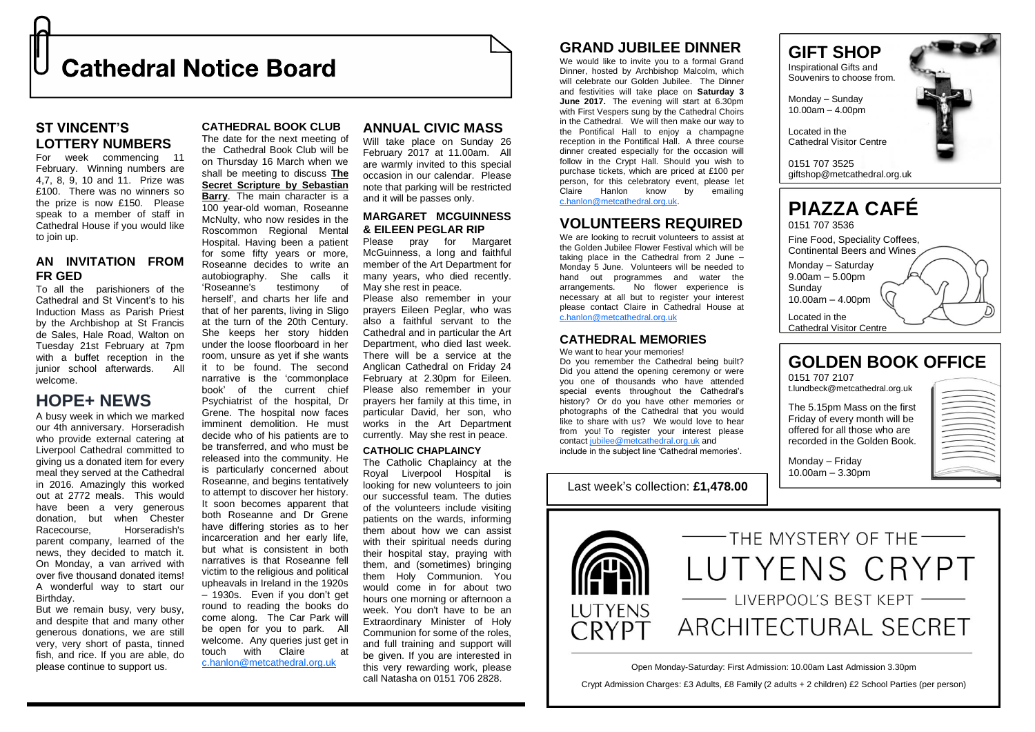# Cathedral Notice Board

## ST VINCENT'S LOTTERY NUMBERS

For week commencing 11 February. Winning numbers are 4,7, 8, 9, 10 and 11. Prize was £100. There was no winners so the prize is now £150. Please speak to a member of staff in Cathedral House if you would like to join up.

### AN INVITATION FROM FR GED

To all the parishioners of the Cathedral and St Vincent's to his Induction Mass as Parish Priest by the Archbishop at St Francis de Sales, Hale Road, Walton on Tuesday 21st February at 7pm with a buffet reception in the junior school afterwards. All welcome.

## HOPE+ NEWS

A busy week in which we marked our 4th anniversary. Horseradish who provide external catering at Liverpool Cathedral committed to giving us a donated item for every meal they served at the Cathedral in 2016. Amazingly this worked out at 2772 meals. This would have been a very generous donation, but when Chester Racecourse, Horseradish's parent company, learned of the news, they decided to match it. On Monday, a van arrived with over five thousand donated items! A wonderful way to start our Birthday.

But we remain busy, very busy, and despite that and many other generous donations, we are still very, very short of pasta, tinned fish, and rice. If you are able, do please continue to support us.

### CATHEDRAL BOOK CLUB

The date for the next meeting of the Cathedral Book Club will be on Thursday 16 March when we shall be meeting to discuss **The Secret Scripture by Sebastian Barry**. The main character is a 100 year-old woman, Roseanne McNulty, who now resides in the Roscommon Regional Mental Hospital. Having been a patient for some fifty years or more, Roseanne decides to write an autobiography. She calls it 'Roseanne's testimony of herself', and charts her life and that of her parents, living in Sligo at the turn of the 20th Century. She keeps her story hidden under the loose floorboard in her room, unsure as yet if she wants it to be found. The second narrative is the 'commonplace book' of the current chief Psychiatrist of the hospital, Dr Grene. The hospital now faces imminent demolition. He must decide who of his patients are to be transferred, and who must be released into the community. He is particularly concerned about Roseanne, and begins tentatively to attempt to discover her history. It soon becomes apparent that both Roseanne and Dr Grene have differing stories as to her incarceration and her early life, but what is consistent in both narratives is that Roseanne fell victim to the religious and political upheavals in Ireland in the 1920s – 1930s. Even if you don't get round to reading the books do come along. The Car Park will be open for you to park. All welcome. Any queries just get in touch with Claire at c.hanlon@metcathedral.org.uk

## ANNUAL CIVIC MASS

Will take place on Sunday 26 February 2017 at 11.00am. All are warmly invited to this special occasion in our calendar. Please note that parking will be restricted and it will be passes only.

### MARGARET MCGUINNESS & EILEEN PEGLAR RIP

Please pray for Margaret McGuinness, a long and faithful member of the Art Department for many years, who died recently. May she rest in peace.

Please also remember in your prayers Eileen Peglar, who was also a faithful servant to the Cathedral and in particular the Art Department, who died last week. There will be a service at the Anglican Cathedral on Friday 24 February at 2.30pm for Eileen. Please also remember in your prayers her family at this time, in particular David, her son, who works in the Art Department currently. May she rest in peace.

### CATHOLIC CHAPLAINCY

The Catholic Chaplaincy at the Royal Liverpool Hospital is looking for new volunteers to join our successful team. The duties of the volunteers include visiting patients on the wards, informing them about how we can assist with their spiritual needs during their hospital stay, praying with them, and (sometimes) bringing them Holy Communion. You would come in for about two hours one morning or afternoon a week. You don't have to be an Extraordinary Minister of Holy Communion for some of the roles, and full training and support will be given. If you are interested in this very rewarding work, please call Natasha on 0151 706 2828.

## GRAND JUBILEE DINNER

We would like to invite you to a formal Grand Dinner, hosted by Archbishop Malcolm, which will celebrate our Golden Jubilee. The Dinner and festivities will take place on **Saturday 3 June 2017.** The evening will start at 6.30pm with First Vespers sung by the Cathedral Choirs in the Cathedral. We will then make our way to the Pontifical Hall to enjoy a champagne reception in the Pontifical Hall. A three course dinner created especially for the occasion will follow in the Crypt Hall. Should you wish to purchase tickets, which are priced at £100 per person, for this celebratory event, please let Claire Hanlon know by emailing c.hanlon@metcathedral.org.uk.

## VOLUNTEERS REQUIRED

We are looking to recruit volunteers to assist at the Golden Jubilee Flower Festival which will be taking place in the Cathedral from 2 June – Monday 5 June. Volunteers will be needed to hand out programmes and water the arrangements. No flower experience is necessary at all but to register your interest please contact Claire in Cathedral House at c.hanlon@metcathedral.org.uk

### CATHEDRAL MEMORIES

We want to hear your memories!

Do you remember the Cathedral being built? Did you attend the opening ceremony or were you one of thousands who have attended special events throughout the Cathedral's history? Or do you have other memories or photographs of the Cathedral that you would like to share with us? We would love to hear from you! To register your interest please contact jubilee@metcathedral.org.uk and include in the subject line 'Cathedral memories'.

Last week's collection: **£1,478.00**

## GIFT SHOP

Inspirational Gifts and Souvenirs to choose from.

Monday – Sunday
10.00am – 4.00pm

Located in the Cathedral Visitor Centre

0151 707 3525
giftshop@metcathedral.org.uk

## PIAZZA CAFÉ

0151 707 3536

Fine Food, Speciality Coffees, Continental Beers and Wines

Monday – Saturday
9.00am – 5.00pm
Sunday
10.00am – 4.00pm

Located in the Cathedral Visitor Centre

## GOLDEN BOOK OFFICE

0151 707 2107
t.lundbeck@metcathedral.org.uk

The 5.15pm Mass on the first Friday of every month will be offered for all those who are recorded in the Golden Book.

Monday – Friday
10.00am – 3.30pm

LUTYENS CRYPT

THE MYSTERY OF THE
LUTYENS CRYPT
LIVERPOOL'S BEST KEPT
ARCHITECTURAL SECRET

Open Monday-Saturday: First Admission: 10.00am Last Admission 3.30pm

Crypt Admission Charges: £3 Adults, £8 Family (2 adults + 2 children) £2 School Parties (per person)